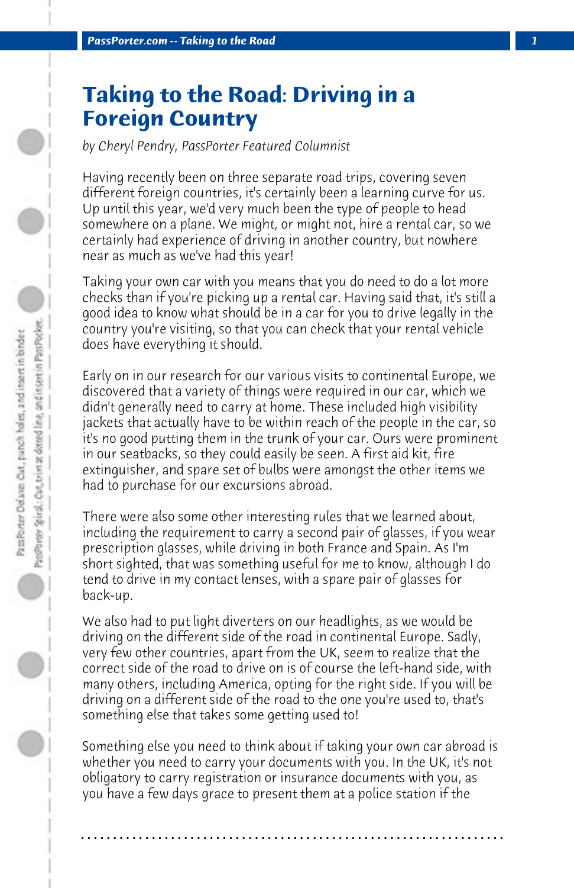# Taking to the Road: Driving in a Foreign Country

*by Cheryl Pendry, PassPorter Featured Columnist*

Having recently been on three separate road trips, covering seven different foreign countries, it's certainly been a learning curve for us. Up until this year, we'd very much been the type of people to head somewhere on a plane. We might, or might not, hire a rental car, so we certainly had experience of driving in another country, but nowhere near as much as we've had this year!

Taking your own car with you means that you do need to do a lot more checks than if you're picking up a rental car. Having said that, it's still a good idea to know what should be in a car for you to drive legally in the country you're visiting, so that you can check that your rental vehicle does have everything it should.

Early on in our research for our various visits to continental Europe, we discovered that a variety of things were required in our car, which we didn't generally need to carry at home. These included high visibility jackets that actually have to be within reach of the people in the car, so it's no good putting them in the trunk of your car. Ours were prominent in our seatbacks, so they could easily be seen. A first aid kit, fire extinguisher, and spare set of bulbs were amongst the other items we had to purchase for our excursions abroad.

There were also some other interesting rules that we learned about, including the requirement to carry a second pair of glasses, if you wear prescription glasses, while driving in both France and Spain. As I'm short sighted, that was something useful for me to know, although I do tend to drive in my contact lenses, with a spare pair of glasses for back-up.

We also had to put light diverters on our headlights, as we would be driving on the different side of the road in continental Europe. Sadly, very few other countries, apart from the UK, seem to realize that the correct side of the road to drive on is of course the left-hand side, with many others, including America, opting for the right side. If you will be driving on a different side of the road to the one you're used to, that's something else that takes some getting used to!

Something else you need to think about if taking your own car abroad is whether you need to carry your documents with you. In the UK, it's not obligatory to carry registration or insurance documents with you, as you have a few days grace to present them at a police station if the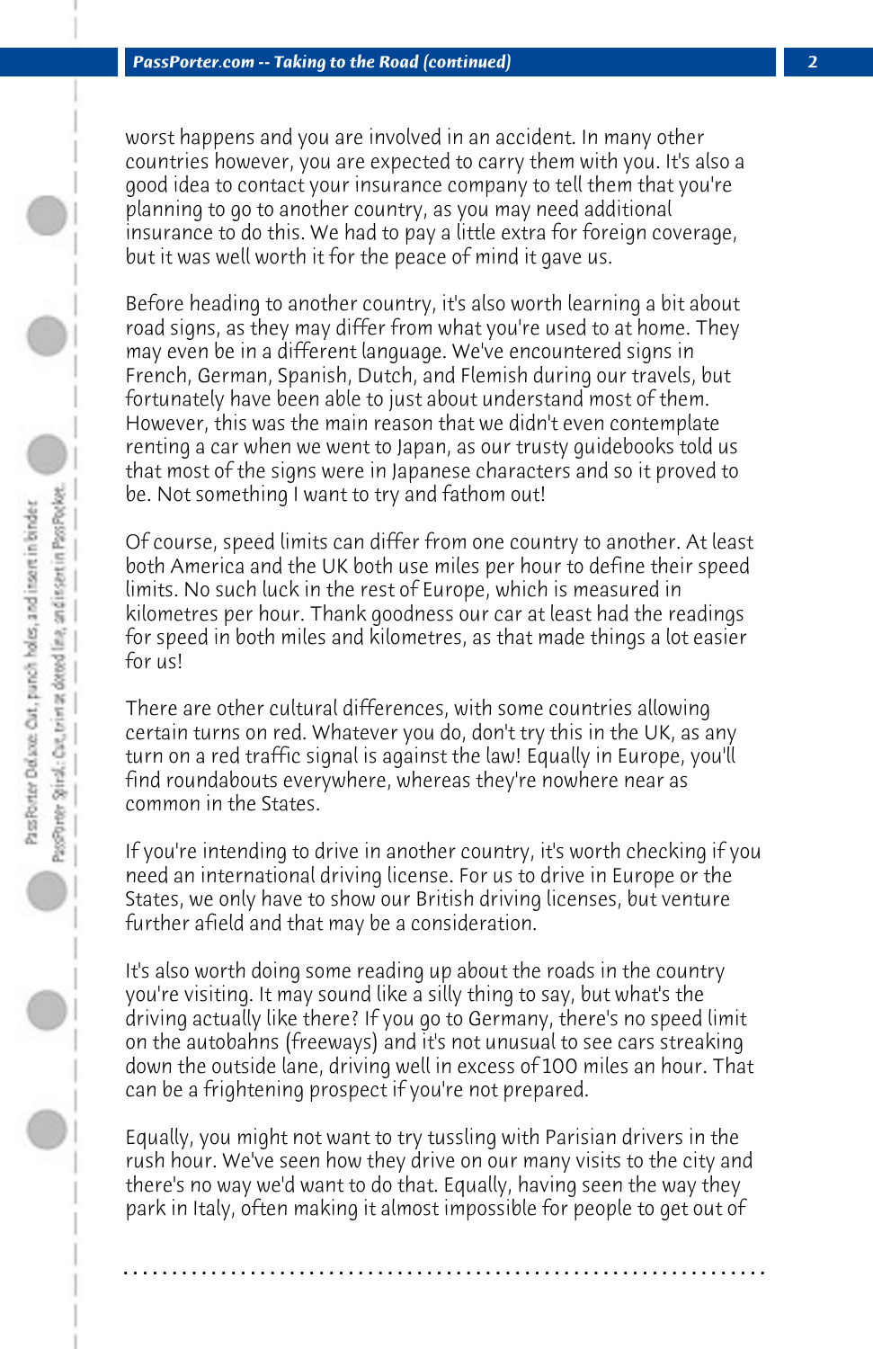worst happens and you are involved in an accident. In many other countries however, you are expected to carry them with you. It's also a good idea to contact your insurance company to tell them that you're planning to go to another country, as you may need additional insurance to do this. We had to pay a little extra for foreign coverage, but it was well worth it for the peace of mind it gave us.

Before heading to another country, it's also worth learning a bit about road signs, as they may differ from what you're used to at home. They may even be in a different language. We've encountered signs in French, German, Spanish, Dutch, and Flemish during our travels, but fortunately have been able to just about understand most of them. However, this was the main reason that we didn't even contemplate renting a car when we went to Japan, as our trusty guidebooks told us that most of the signs were in Japanese characters and so it proved to be. Not something I want to try and fathom out!

Of course, speed limits can differ from one country to another. At least both America and the UK both use miles per hour to define their speed limits. No such luck in the rest of Europe, which is measured in kilometres per hour. Thank goodness our car at least had the readings for speed in both miles and kilometres, as that made things a lot easier for us!

There are other cultural differences, with some countries allowing certain turns on red. Whatever you do, don't try this in the UK, as any turn on a red traffic signal is against the law! Equally in Europe, you'll find roundabouts everywhere, whereas they're nowhere near as common in the States.

If you're intending to drive in another country, it's worth checking if you need an international driving license. For us to drive in Europe or the States, we only have to show our British driving licenses, but venture further afield and that may be a consideration.

It's also worth doing some reading up about the roads in the country you're visiting. It may sound like a silly thing to say, but what's the driving actually like there? If you go to Germany, there's no speed limit on the autobahns (freeways) and it's not unusual to see cars streaking down the outside lane, driving well in excess of 100 miles an hour. That can be a frightening prospect if you're not prepared.

Equally, you might not want to try tussling with Parisian drivers in the rush hour. We've seen how they drive on our many visits to the city and there's no way we'd want to do that. Equally, having seen the way they park in Italy, often making it almost impossible for people to get out of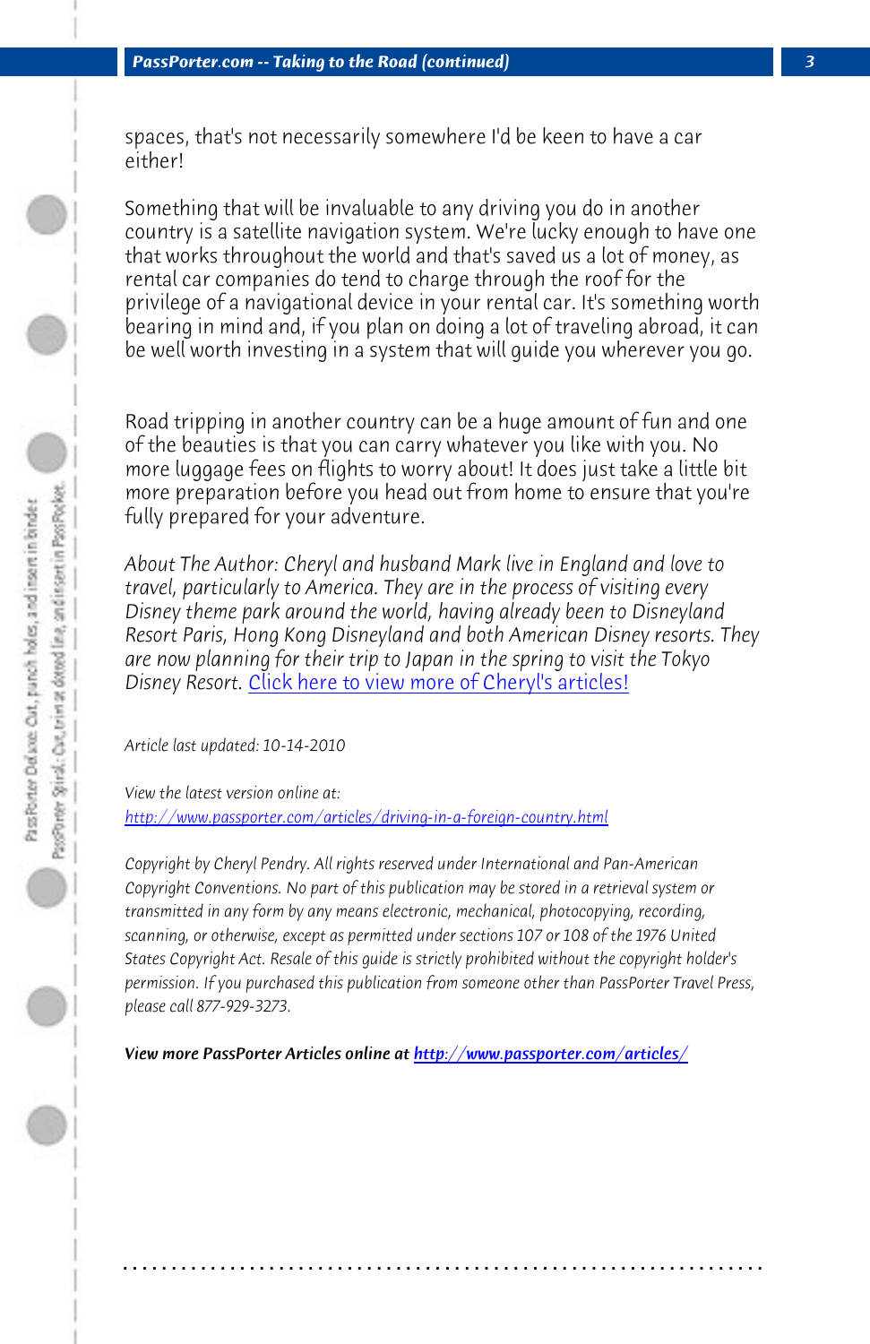spaces, that's not necessarily somewhere I'd be keen to have a car either!

Something that will be invaluable to any driving you do in another country is a satellite navigation system. We're lucky enough to have one that works throughout the world and that's saved us a lot of money, as rental car companies do tend to charge through the roof for the privilege of a navigational device in your rental car. It's something worth bearing in mind and, if you plan on doing a lot of traveling abroad, it can be well worth investing in a system that will guide you wherever you go.

Road tripping in another country can be a huge amount of fun and one of the beauties is that you can carry whatever you like with you. No more luggage fees on flights to worry about! It does just take a little bit more preparation before you head out from home to ensure that you're fully prepared for your adventure.

*About The Author: Cheryl and husband Mark live in England and love to travel, particularly to America. They are in the process of visiting every Disney theme park around the world, having already been to Disneyland Resort Paris, Hong Kong Disneyland and both American Disney resorts. They are now planning for their trip to Japan in the spring to visit the Tokyo Disney Resort.* Click here to view more of Cheryl's articles!

*Article last updated: 10-14-2010*

*View the latest version online at:*
*http://www.passporter.com/articles/driving-in-a-foreign-country.html*

*Copyright by Cheryl Pendry. All rights reserved under International and Pan-American Copyright Conventions. No part of this publication may be stored in a retrieval system or transmitted in any form by any means electronic, mechanical, photocopying, recording, scanning, or otherwise, except as permitted under sections 107 or 108 of the 1976 United States Copyright Act. Resale of this guide is strictly prohibited without the copyright holder's permission. If you purchased this publication from someone other than PassPorter Travel Press, please call 877-929-3273.*

**View more PassPorter Articles online at http://www.passporter.com/articles/**